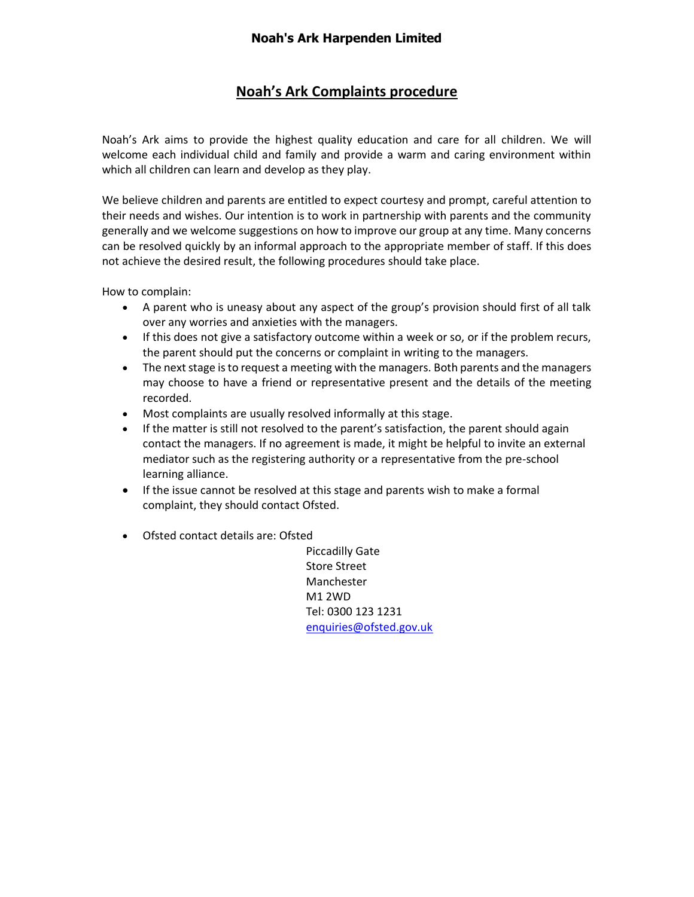# Noah's Ark Harpenden Limited

## Noah's Ark Complaints procedure

Noah's Ark aims to provide the highest quality education and care for all children. We will welcome each individual child and family and provide a warm and caring environment within which all children can learn and develop as they play.

We believe children and parents are entitled to expect courtesy and prompt, careful attention to their needs and wishes. Our intention is to work in partnership with parents and the community generally and we welcome suggestions on how to improve our group at any time. Many concerns can be resolved quickly by an informal approach to the appropriate member of staff. If this does not achieve the desired result, the following procedures should take place.

How to complain:

- A parent who is uneasy about any aspect of the group's provision should first of all talk over any worries and anxieties with the managers.
- If this does not give a satisfactory outcome within a week or so, or if the problem recurs, the parent should put the concerns or complaint in writing to the managers.
- The next stage is to request a meeting with the managers. Both parents and the managers may choose to have a friend or representative present and the details of the meeting recorded.
- Most complaints are usually resolved informally at this stage.
- If the matter is still not resolved to the parent's satisfaction, the parent should again contact the managers. If no agreement is made, it might be helpful to invite an external mediator such as the registering authority or a representative from the pre-school learning alliance.
- If the issue cannot be resolved at this stage and parents wish to make a formal complaint, they should contact Ofsted.

- Ofsted contact details are: Ofsted  
  Piccadilly Gate  
  Store Street  
  Manchester  
  M1 2WD  
  Tel: 0300 123 1231  
  enquiries@ofsted.gov.uk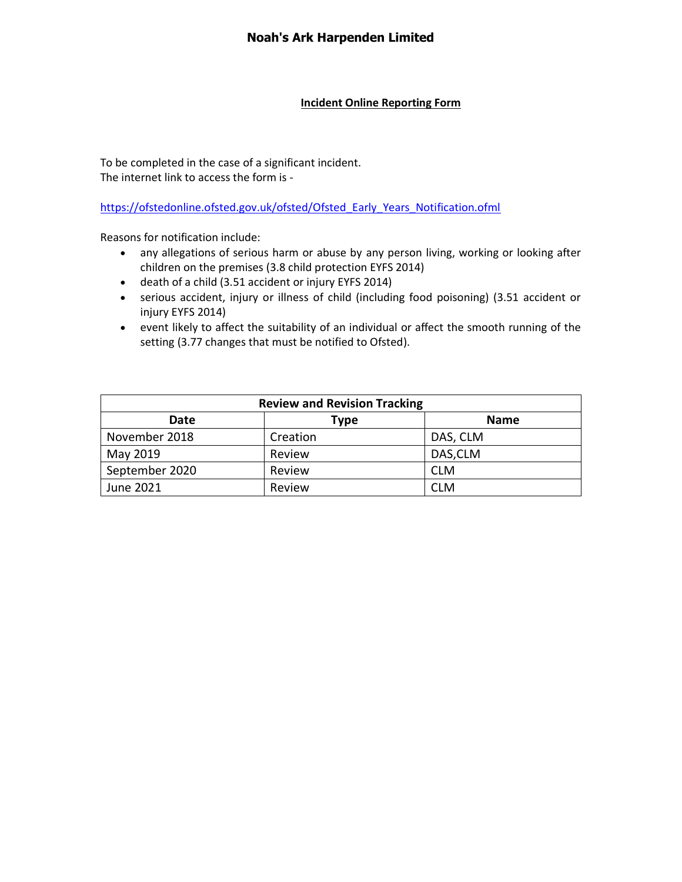# Noah's Ark Harpenden Limited

## Incident Online Reporting Form

To be completed in the case of a significant incident.
The internet link to access the form is -

https://ofstedonline.ofsted.gov.uk/ofsted/Ofsted_Early_Years_Notification.ofml

Reasons for notification include:

- any allegations of serious harm or abuse by any person living, working or looking after children on the premises (3.8 child protection EYFS 2014)
- death of a child (3.51 accident or injury EYFS 2014)
- serious accident, injury or illness of child (including food poisoning) (3.51 accident or injury EYFS 2014)
- event likely to affect the suitability of an individual or affect the smooth running of the setting (3.77 changes that must be notified to Ofsted).

| Review and Revision Tracking | | |
|---|---|---|
| **Date** | **Type** | **Name** |
| November 2018 | Creation | DAS, CLM |
| May 2019 | Review | DAS,CLM |
| September 2020 | Review | CLM |
| June 2021 | Review | CLM |